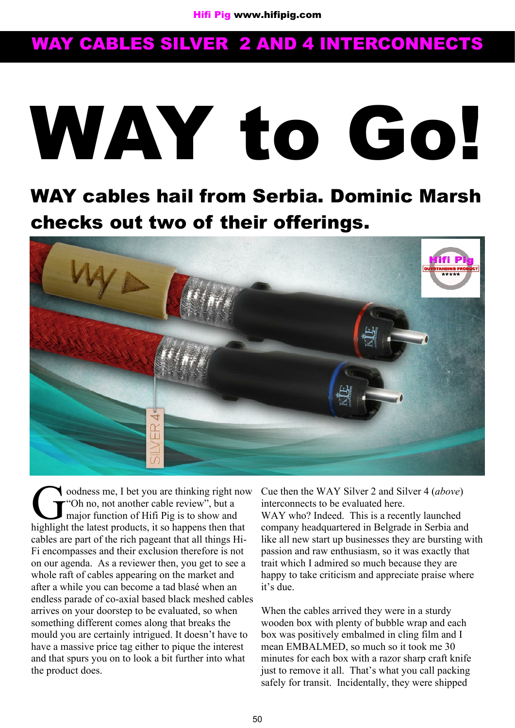## WAY CABLES SILVER 2 AND 4 INTERCONNECTS

# WAY to Go!

## WAY cables hail from Serbia. Dominic Marsh checks out two of their offerings.

Goodness me, I bet you are thinking right now "Oh no, not another cable review", but a major function of Hifi Pig is to show and highlight the latest products, it so happens then that cables are part of the rich pageant that all things Hi-Fi encompasses and their exclusion therefore is not on our agenda. As a reviewer then, you get to see a whole raft of cables appearing on the market and after a while you can become a tad blasé when an endless parade of co-axial based black meshed cables arrives on your doorstep to be evaluated, so when something different comes along that breaks the mould you are certainly intrigued. It doesn't have to have a massive price tag either to pique the interest and that spurs you on to look a bit further into what the product does.

Cue then the WAY Silver 2 and Silver 4 (*above*) interconnects to be evaluated here.
WAY who? Indeed. This is a recently launched company headquartered in Belgrade in Serbia and like all new start up businesses they are bursting with passion and raw enthusiasm, so it was exactly that trait which I admired so much because they are happy to take criticism and appreciate praise where it's due.

When the cables arrived they were in a sturdy wooden box with plenty of bubble wrap and each box was positively embalmed in cling film and I mean EMBALMED, so much so it took me 30 minutes for each box with a razor sharp craft knife just to remove it all. That's what you call packing safely for transit. Incidentally, they were shipped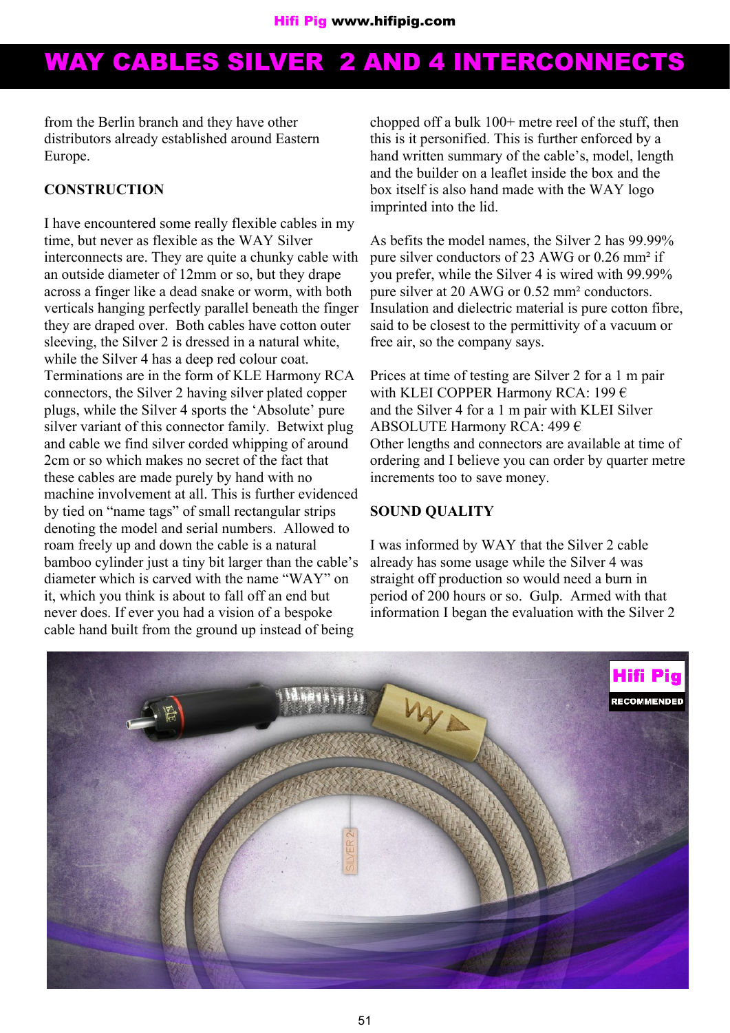# WAY CABLES SILVER 2 AND 4 INTERCONNECTS

from the Berlin branch and they have other distributors already established around Eastern Europe.

**CONSTRUCTION**

I have encountered some really flexible cables in my time, but never as flexible as the WAY Silver interconnects are. They are quite a chunky cable with an outside diameter of 12mm or so, but they drape across a finger like a dead snake or worm, with both verticals hanging perfectly parallel beneath the finger they are draped over. Both cables have cotton outer sleeving, the Silver 2 is dressed in a natural white, while the Silver 4 has a deep red colour coat. Terminations are in the form of KLE Harmony RCA connectors, the Silver 2 having silver plated copper plugs, while the Silver 4 sports the 'Absolute' pure silver variant of this connector family. Betwixt plug and cable we find silver corded whipping of around 2cm or so which makes no secret of the fact that these cables are made purely by hand with no machine involvement at all. This is further evidenced by tied on "name tags" of small rectangular strips denoting the model and serial numbers. Allowed to roam freely up and down the cable is a natural bamboo cylinder just a tiny bit larger than the cable's diameter which is carved with the name "WAY" on it, which you think is about to fall off an end but never does. If ever you had a vision of a bespoke cable hand built from the ground up instead of being chopped off a bulk 100+ metre reel of the stuff, then this is it personified. This is further enforced by a hand written summary of the cable's, model, length and the builder on a leaflet inside the box and the box itself is also hand made with the WAY logo imprinted into the lid.

As befits the model names, the Silver 2 has 99.99% pure silver conductors of 23 AWG or 0.26 mm² if you prefer, while the Silver 4 is wired with 99.99% pure silver at 20 AWG or 0.52 mm² conductors. Insulation and dielectric material is pure cotton fibre, said to be closest to the permittivity of a vacuum or free air, so the company says.

Prices at time of testing are Silver 2 for a 1 m pair with KLEI COPPER Harmony RCA: 199 €
and the Silver 4 for a 1 m pair with KLEI Silver ABSOLUTE Harmony RCA: 499 €
Other lengths and connectors are available at time of ordering and I believe you can order by quarter metre increments too to save money.

**SOUND QUALITY**

I was informed by WAY that the Silver 2 cable already has some usage while the Silver 4 was straight off production so would need a burn in period of 200 hours or so. Gulp. Armed with that information I began the evaluation with the Silver 2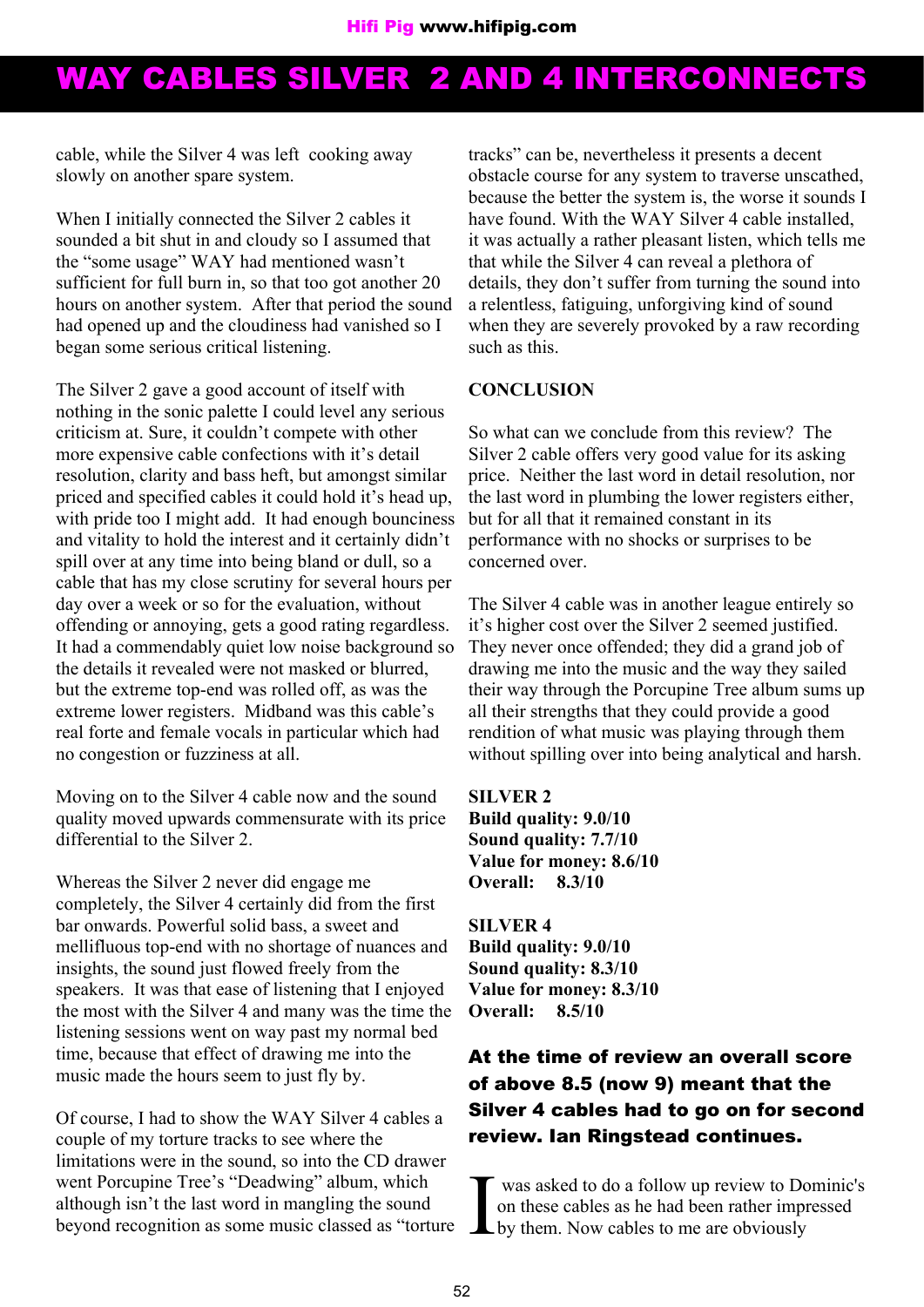# WAY CABLES SILVER 2 AND 4 INTERCONNECTS

cable, while the Silver 4 was left cooking away slowly on another spare system.

When I initially connected the Silver 2 cables it sounded a bit shut in and cloudy so I assumed that the "some usage" WAY had mentioned wasn't sufficient for full burn in, so that too got another 20 hours on another system. After that period the sound had opened up and the cloudiness had vanished so I began some serious critical listening.

The Silver 2 gave a good account of itself with nothing in the sonic palette I could level any serious criticism at. Sure, it couldn't compete with other more expensive cable confections with it's detail resolution, clarity and bass heft, but amongst similar priced and specified cables it could hold it's head up, with pride too I might add. It had enough bounciness and vitality to hold the interest and it certainly didn't spill over at any time into being bland or dull, so a cable that has my close scrutiny for several hours per day over a week or so for the evaluation, without offending or annoying, gets a good rating regardless. It had a commendably quiet low noise background so the details it revealed were not masked or blurred, but the extreme top-end was rolled off, as was the extreme lower registers. Midband was this cable's real forte and female vocals in particular which had no congestion or fuzziness at all.

Moving on to the Silver 4 cable now and the sound quality moved upwards commensurate with its price differential to the Silver 2.

Whereas the Silver 2 never did engage me completely, the Silver 4 certainly did from the first bar onwards. Powerful solid bass, a sweet and mellifluous top-end with no shortage of nuances and insights, the sound just flowed freely from the speakers. It was that ease of listening that I enjoyed the most with the Silver 4 and many was the time the listening sessions went on way past my normal bed time, because that effect of drawing me into the music made the hours seem to just fly by.

Of course, I had to show the WAY Silver 4 cables a couple of my torture tracks to see where the limitations were in the sound, so into the CD drawer went Porcupine Tree's "Deadwing" album, which although isn't the last word in mangling the sound beyond recognition as some music classed as "torture tracks" can be, nevertheless it presents a decent obstacle course for any system to traverse unscathed, because the better the system is, the worse it sounds I have found. With the WAY Silver 4 cable installed, it was actually a rather pleasant listen, which tells me that while the Silver 4 can reveal a plethora of details, they don't suffer from turning the sound into a relentless, fatiguing, unforgiving kind of sound when they are severely provoked by a raw recording such as this.

**CONCLUSION**

So what can we conclude from this review? The Silver 2 cable offers very good value for its asking price. Neither the last word in detail resolution, nor the last word in plumbing the lower registers either, but for all that it remained constant in its performance with no shocks or surprises to be concerned over.

The Silver 4 cable was in another league entirely so it's higher cost over the Silver 2 seemed justified. They never once offended; they did a grand job of drawing me into the music and the way they sailed their way through the Porcupine Tree album sums up all their strengths that they could provide a good rendition of what music was playing through them without spilling over into being analytical and harsh.

**SILVER 2**
**Build quality: 9.0/10**
**Sound quality: 7.7/10**
**Value for money: 8.6/10**
**Overall: 8.3/10**

**SILVER 4**
**Build quality: 9.0/10**
**Sound quality: 8.3/10**
**Value for money: 8.3/10**
**Overall: 8.5/10**

**At the time of review an overall score of above 8.5 (now 9) meant that the Silver 4 cables had to go on for second review. Ian Ringstead continues.**

I was asked to do a follow up review to Dominic's on these cables as he had been rather impressed by them. Now cables to me are obviously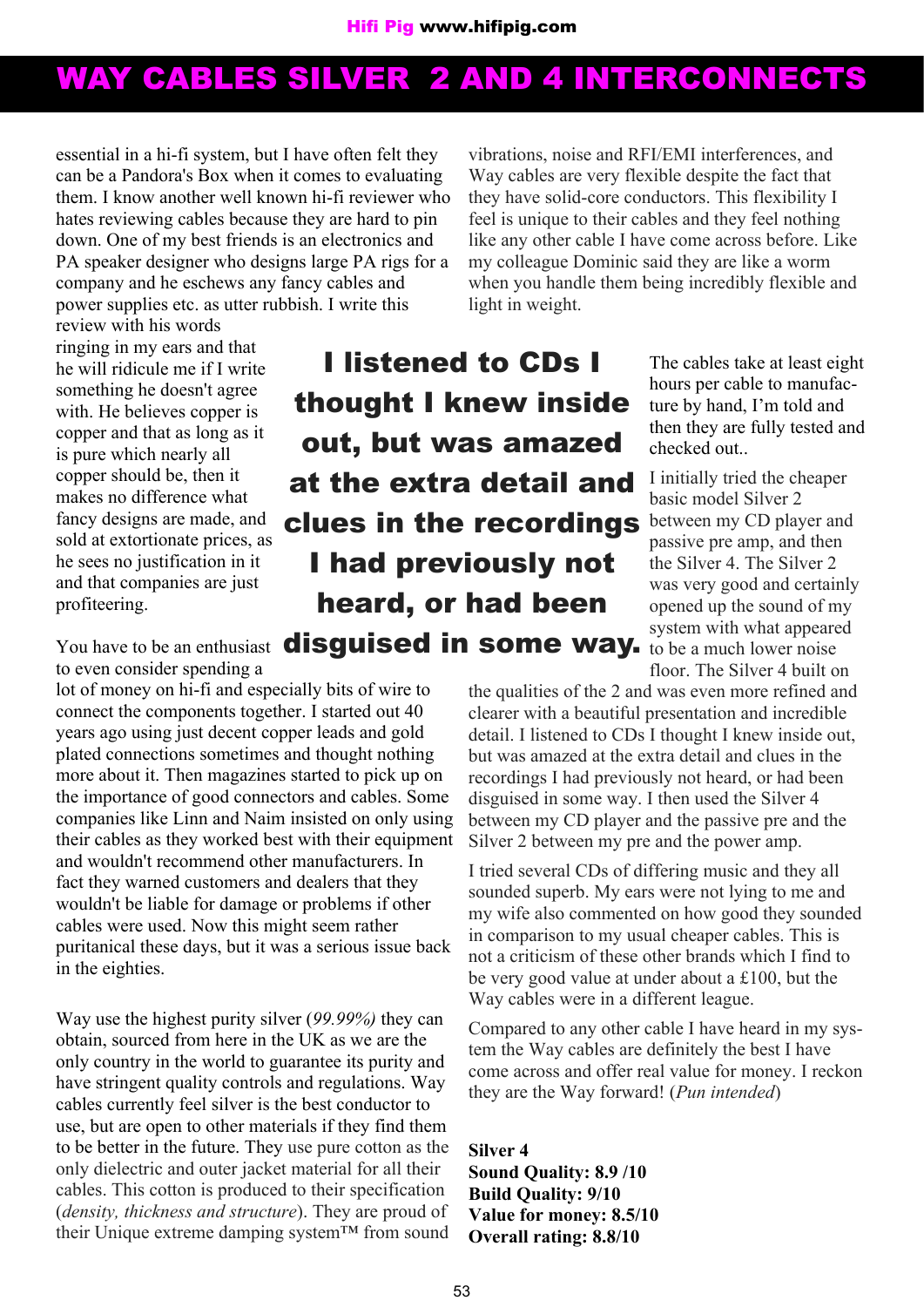# WAY CABLES SILVER 2 AND 4 INTERCONNECTS

essential in a hi-fi system, but I have often felt they can be a Pandora's Box when it comes to evaluating them. I know another well known hi-fi reviewer who hates reviewing cables because they are hard to pin down. One of my best friends is an electronics and PA speaker designer who designs large PA rigs for a company and he eschews any fancy cables and power supplies etc. as utter rubbish. I write this review with his words ringing in my ears and that he will ridicule me if I write something he doesn't agree with. He believes copper is copper and that as long as it is pure which nearly all copper should be, then it makes no difference what fancy designs are made, and sold at extortionate prices, as he sees no justification in it and that companies are just profiteering.

You have to be an enthusiast to even consider spending a lot of money on hi-fi and especially bits of wire to connect the components together. I started out 40 years ago using just decent copper leads and gold plated connections sometimes and thought nothing more about it. Then magazines started to pick up on the importance of good connectors and cables. Some companies like Linn and Naim insisted on only using their cables as they worked best with their equipment and wouldn't recommend other manufacturers. In fact they warned customers and dealers that they wouldn't be liable for damage or problems if other cables were used. Now this might seem rather puritanical these days, but it was a serious issue back in the eighties.

Way use the highest purity silver (*99.99%)* they can obtain, sourced from here in the UK as we are the only country in the world to guarantee its purity and have stringent quality controls and regulations. Way cables currently feel silver is the best conductor to use, but are open to other materials if they find them to be better in the future. They use pure cotton as the only dielectric and outer jacket material for all their cables. This cotton is produced to their specification (*density, thickness and structure*). They are proud of their Unique extreme damping system™ from sound vibrations, noise and RFI/EMI interferences, and Way cables are very flexible despite the fact that they have solid-core conductors. This flexibility I feel is unique to their cables and they feel nothing like any other cable I have come across before. Like my colleague Dominic said they are like a worm when you handle them being incredibly flexible and light in weight.

**I listened to CDs I thought I knew inside out, but was amazed at the extra detail and clues in the recordings I had previously not heard, or had been disguised in some way.**

The cables take at least eight hours per cable to manufacture by hand, I'm told and then they are fully tested and checked out..

I initially tried the cheaper basic model Silver 2 between my CD player and passive pre amp, and then the Silver 4. The Silver 2 was very good and certainly opened up the sound of my system with what appeared to be a much lower noise floor. The Silver 4 built on the qualities of the 2 and was even more refined and clearer with a beautiful presentation and incredible detail. I listened to CDs I thought I knew inside out, but was amazed at the extra detail and clues in the recordings I had previously not heard, or had been disguised in some way. I then used the Silver 4 between my CD player and the passive pre and the Silver 2 between my pre and the power amp.

I tried several CDs of differing music and they all sounded superb. My ears were not lying to me and my wife also commented on how good they sounded in comparison to my usual cheaper cables. This is not a criticism of these other brands which I find to be very good value at under about a £100, but the Way cables were in a different league.

Compared to any other cable I have heard in my system the Way cables are definitely the best I have come across and offer real value for money. I reckon they are the Way forward! (*Pun intended*)

**Silver 4**
**Sound Quality: 8.9 /10**
**Build Quality: 9/10**
**Value for money: 8.5/10**
**Overall rating: 8.8/10**